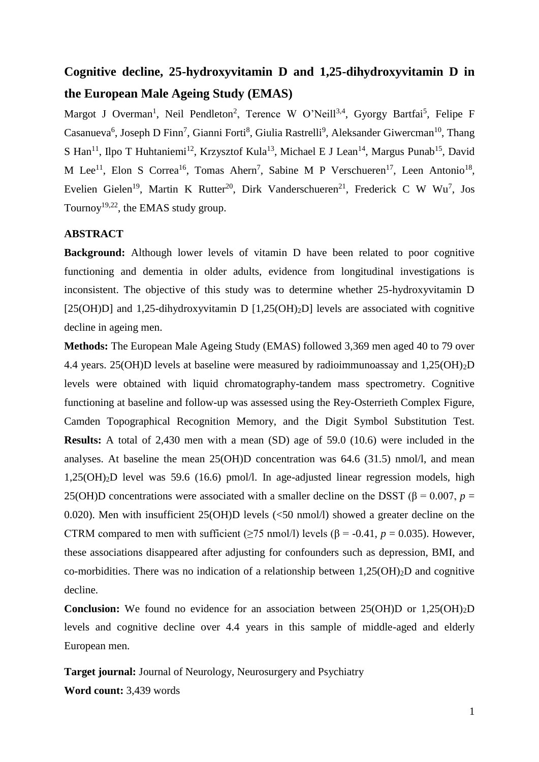# Cognitive decline, 25-hydroxyvitamin D and 1,25-dihydroxyvitamin D in the European Male Ageing Study (EMAS)

Margot J Overman[1], Neil Pendleton[2], Terence W O'Neill[3,4], Gyorgy Bartfai[5], Felipe F Casanueva[6], Joseph D Finn[7], Gianni Forti[8], Giulia Rastrelli[9], Aleksander Giwercman[10], Thang S Han[11], Ilpo T Huhtaniemi[12], Krzysztof Kula[13], Michael E J Lean[14], Margus Punab[15], David M Lee[11], Elon S Correa[16], Tomas Ahern[7], Sabine M P Verschueren[17], Leen Antonio[18], Evelien Gielen[19], Martin K Rutter[20], Dirk Vanderschueren[21], Frederick C W Wu[7], Jos Tournoy[19,22], the EMAS study group.

## ABSTRACT

**Background:** Although lower levels of vitamin D have been related to poor cognitive functioning and dementia in older adults, evidence from longitudinal investigations is inconsistent. The objective of this study was to determine whether 25-hydroxyvitamin D [25(OH)D] and 1,25-dihydroxyvitamin D [1,25(OH)$_2$D] levels are associated with cognitive decline in ageing men.

**Methods:** The European Male Ageing Study (EMAS) followed 3,369 men aged 40 to 79 over 4.4 years. 25(OH)D levels at baseline were measured by radioimmunoassay and 1,25(OH)$_2$D levels were obtained with liquid chromatography-tandem mass spectrometry. Cognitive functioning at baseline and follow-up was assessed using the Rey-Osterrieth Complex Figure, Camden Topographical Recognition Memory, and the Digit Symbol Substitution Test. **Results:** A total of 2,430 men with a mean (SD) age of 59.0 (10.6) were included in the analyses. At baseline the mean 25(OH)D concentration was 64.6 (31.5) nmol/l, and mean 1,25(OH)$_2$D level was 59.6 (16.6) pmol/l. In age-adjusted linear regression models, high 25(OH)D concentrations were associated with a smaller decline on the DSST ($\beta = 0.007$, $p = 0.020$). Men with insufficient 25(OH)D levels (<50 nmol/l) showed a greater decline on the CTRM compared to men with sufficient (≥75 nmol/l) levels ($\beta = -0.41$, $p = 0.035$). However, these associations disappeared after adjusting for confounders such as depression, BMI, and co-morbidities. There was no indication of a relationship between 1,25(OH)$_2$D and cognitive decline.

**Conclusion:** We found no evidence for an association between 25(OH)D or 1,25(OH)$_2$D levels and cognitive decline over 4.4 years in this sample of middle-aged and elderly European men.

**Target journal:** Journal of Neurology, Neurosurgery and Psychiatry

**Word count:** 3,439 words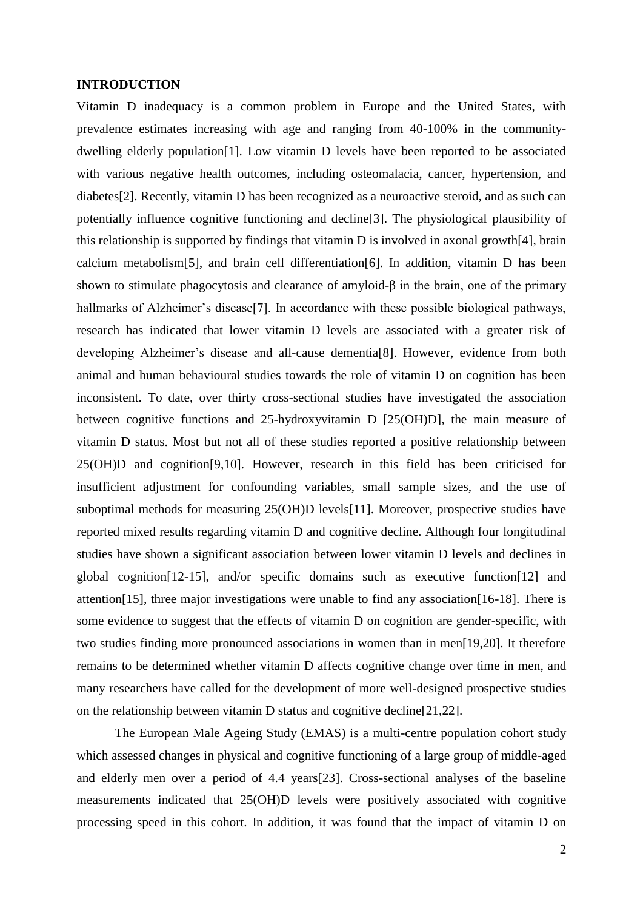## INTRODUCTION

Vitamin D inadequacy is a common problem in Europe and the United States, with prevalence estimates increasing with age and ranging from 40-100% in the community-dwelling elderly population[1]. Low vitamin D levels have been reported to be associated with various negative health outcomes, including osteomalacia, cancer, hypertension, and diabetes[2]. Recently, vitamin D has been recognized as a neuroactive steroid, and as such can potentially influence cognitive functioning and decline[3]. The physiological plausibility of this relationship is supported by findings that vitamin D is involved in axonal growth[4], brain calcium metabolism[5], and brain cell differentiation[6]. In addition, vitamin D has been shown to stimulate phagocytosis and clearance of amyloid-β in the brain, one of the primary hallmarks of Alzheimer's disease[7]. In accordance with these possible biological pathways, research has indicated that lower vitamin D levels are associated with a greater risk of developing Alzheimer's disease and all-cause dementia[8]. However, evidence from both animal and human behavioural studies towards the role of vitamin D on cognition has been inconsistent. To date, over thirty cross-sectional studies have investigated the association between cognitive functions and 25-hydroxyvitamin D [25(OH)D], the main measure of vitamin D status. Most but not all of these studies reported a positive relationship between 25(OH)D and cognition[9,10]. However, research in this field has been criticised for insufficient adjustment for confounding variables, small sample sizes, and the use of suboptimal methods for measuring 25(OH)D levels[11]. Moreover, prospective studies have reported mixed results regarding vitamin D and cognitive decline. Although four longitudinal studies have shown a significant association between lower vitamin D levels and declines in global cognition[12-15], and/or specific domains such as executive function[12] and attention[15], three major investigations were unable to find any association[16-18]. There is some evidence to suggest that the effects of vitamin D on cognition are gender-specific, with two studies finding more pronounced associations in women than in men[19,20]. It therefore remains to be determined whether vitamin D affects cognitive change over time in men, and many researchers have called for the development of more well-designed prospective studies on the relationship between vitamin D status and cognitive decline[21,22].

The European Male Ageing Study (EMAS) is a multi-centre population cohort study which assessed changes in physical and cognitive functioning of a large group of middle-aged and elderly men over a period of 4.4 years[23]. Cross-sectional analyses of the baseline measurements indicated that 25(OH)D levels were positively associated with cognitive processing speed in this cohort. In addition, it was found that the impact of vitamin D on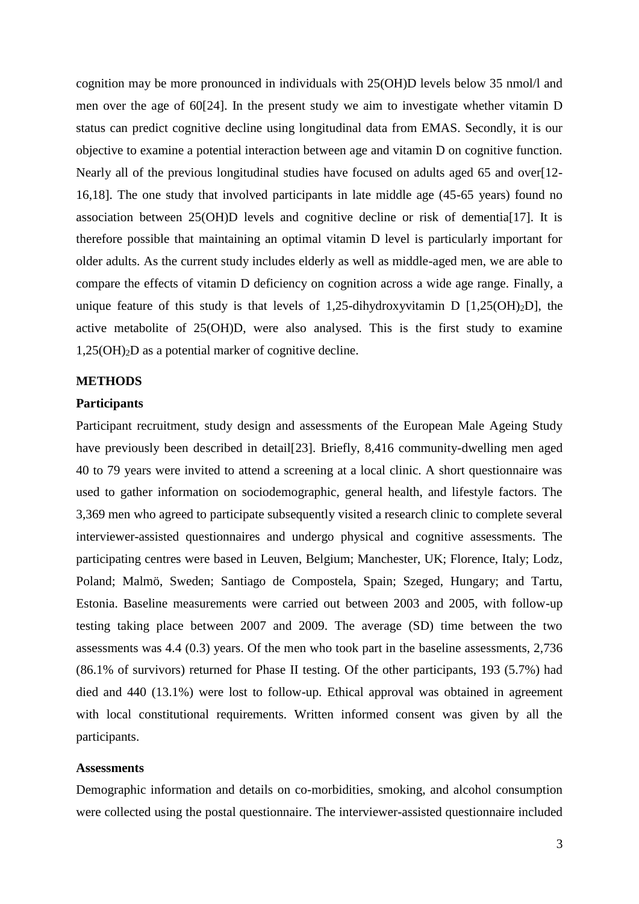cognition may be more pronounced in individuals with 25(OH)D levels below 35 nmol/l and men over the age of 60[24]. In the present study we aim to investigate whether vitamin D status can predict cognitive decline using longitudinal data from EMAS. Secondly, it is our objective to examine a potential interaction between age and vitamin D on cognitive function. Nearly all of the previous longitudinal studies have focused on adults aged 65 and over[12-16,18]. The one study that involved participants in late middle age (45-65 years) found no association between 25(OH)D levels and cognitive decline or risk of dementia[17]. It is therefore possible that maintaining an optimal vitamin D level is particularly important for older adults. As the current study includes elderly as well as middle-aged men, we are able to compare the effects of vitamin D deficiency on cognition across a wide age range. Finally, a unique feature of this study is that levels of 1,25-dihydroxyvitamin D [$1,25(OH)_2D$], the active metabolite of 25(OH)D, were also analysed. This is the first study to examine $1,25(OH)_2D$ as a potential marker of cognitive decline.

## METHODS

### Participants

Participant recruitment, study design and assessments of the European Male Ageing Study have previously been described in detail[23]. Briefly, 8,416 community-dwelling men aged 40 to 79 years were invited to attend a screening at a local clinic. A short questionnaire was used to gather information on sociodemographic, general health, and lifestyle factors. The 3,369 men who agreed to participate subsequently visited a research clinic to complete several interviewer-assisted questionnaires and undergo physical and cognitive assessments. The participating centres were based in Leuven, Belgium; Manchester, UK; Florence, Italy; Lodz, Poland; Malmö, Sweden; Santiago de Compostela, Spain; Szeged, Hungary; and Tartu, Estonia. Baseline measurements were carried out between 2003 and 2005, with follow-up testing taking place between 2007 and 2009. The average (SD) time between the two assessments was 4.4 (0.3) years. Of the men who took part in the baseline assessments, 2,736 (86.1% of survivors) returned for Phase II testing. Of the other participants, 193 (5.7%) had died and 440 (13.1%) were lost to follow-up. Ethical approval was obtained in agreement with local constitutional requirements. Written informed consent was given by all the participants.

### Assessments

Demographic information and details on co-morbidities, smoking, and alcohol consumption were collected using the postal questionnaire. The interviewer-assisted questionnaire included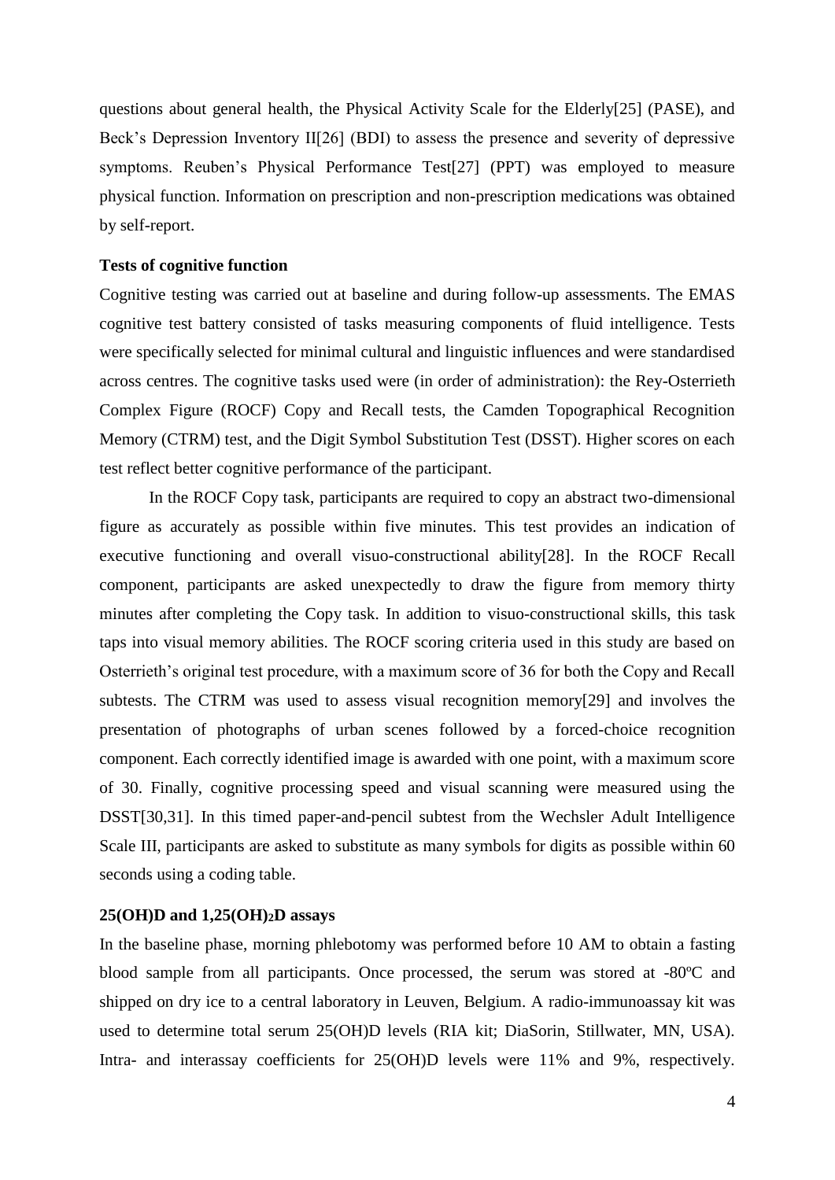questions about general health, the Physical Activity Scale for the Elderly[25] (PASE), and Beck's Depression Inventory II[26] (BDI) to assess the presence and severity of depressive symptoms. Reuben's Physical Performance Test[27] (PPT) was employed to measure physical function. Information on prescription and non-prescription medications was obtained by self-report.

**Tests of cognitive function**

Cognitive testing was carried out at baseline and during follow-up assessments. The EMAS cognitive test battery consisted of tasks measuring components of fluid intelligence. Tests were specifically selected for minimal cultural and linguistic influences and were standardised across centres. The cognitive tasks used were (in order of administration): the Rey-Osterrieth Complex Figure (ROCF) Copy and Recall tests, the Camden Topographical Recognition Memory (CTRM) test, and the Digit Symbol Substitution Test (DSST). Higher scores on each test reflect better cognitive performance of the participant.

In the ROCF Copy task, participants are required to copy an abstract two-dimensional figure as accurately as possible within five minutes. This test provides an indication of executive functioning and overall visuo-constructional ability[28]. In the ROCF Recall component, participants are asked unexpectedly to draw the figure from memory thirty minutes after completing the Copy task. In addition to visuo-constructional skills, this task taps into visual memory abilities. The ROCF scoring criteria used in this study are based on Osterrieth's original test procedure, with a maximum score of 36 for both the Copy and Recall subtests. The CTRM was used to assess visual recognition memory[29] and involves the presentation of photographs of urban scenes followed by a forced-choice recognition component. Each correctly identified image is awarded with one point, with a maximum score of 30. Finally, cognitive processing speed and visual scanning were measured using the DSST[30,31]. In this timed paper-and-pencil subtest from the Wechsler Adult Intelligence Scale III, participants are asked to substitute as many symbols for digits as possible within 60 seconds using a coding table.

**25(OH)D and 1,25(OH)$_2$D assays**

In the baseline phase, morning phlebotomy was performed before 10 AM to obtain a fasting blood sample from all participants. Once processed, the serum was stored at -80ºC and shipped on dry ice to a central laboratory in Leuven, Belgium. A radio-immunoassay kit was used to determine total serum 25(OH)D levels (RIA kit; DiaSorin, Stillwater, MN, USA). Intra- and interassay coefficients for 25(OH)D levels were 11% and 9%, respectively.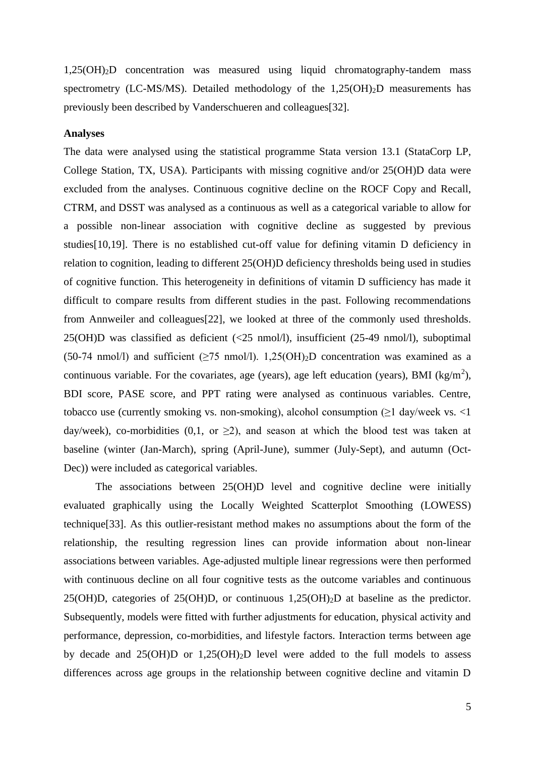$1,25(OH)_2D$ concentration was measured using liquid chromatography-tandem mass spectrometry (LC-MS/MS). Detailed methodology of the $1,25(OH)_2D$ measurements has previously been described by Vanderschueren and colleagues[32].

**Analyses**

The data were analysed using the statistical programme Stata version 13.1 (StataCorp LP, College Station, TX, USA). Participants with missing cognitive and/or 25(OH)D data were excluded from the analyses. Continuous cognitive decline on the ROCF Copy and Recall, CTRM, and DSST was analysed as a continuous as well as a categorical variable to allow for a possible non-linear association with cognitive decline as suggested by previous studies[10,19]. There is no established cut-off value for defining vitamin D deficiency in relation to cognition, leading to different 25(OH)D deficiency thresholds being used in studies of cognitive function. This heterogeneity in definitions of vitamin D sufficiency has made it difficult to compare results from different studies in the past. Following recommendations from Annweiler and colleagues[22], we looked at three of the commonly used thresholds. 25(OH)D was classified as deficient (<25 nmol/l), insufficient (25-49 nmol/l), suboptimal (50-74 nmol/l) and sufficient (≥75 nmol/l). $1,25(OH)_2D$ concentration was examined as a continuous variable. For the covariates, age (years), age left education (years), BMI ($kg/m^2$), BDI score, PASE score, and PPT rating were analysed as continuous variables. Centre, tobacco use (currently smoking vs. non-smoking), alcohol consumption (≥1 day/week vs. <1 day/week), co-morbidities (0,1, or ≥2), and season at which the blood test was taken at baseline (winter (Jan-March), spring (April-June), summer (July-Sept), and autumn (Oct-Dec)) were included as categorical variables.

The associations between 25(OH)D level and cognitive decline were initially evaluated graphically using the Locally Weighted Scatterplot Smoothing (LOWESS) technique[33]. As this outlier-resistant method makes no assumptions about the form of the relationship, the resulting regression lines can provide information about non-linear associations between variables. Age-adjusted multiple linear regressions were then performed with continuous decline on all four cognitive tests as the outcome variables and continuous 25(OH)D, categories of 25(OH)D, or continuous $1,25(OH)_2D$ at baseline as the predictor. Subsequently, models were fitted with further adjustments for education, physical activity and performance, depression, co-morbidities, and lifestyle factors. Interaction terms between age by decade and 25(OH)D or $1,25(OH)_2D$ level were added to the full models to assess differences across age groups in the relationship between cognitive decline and vitamin D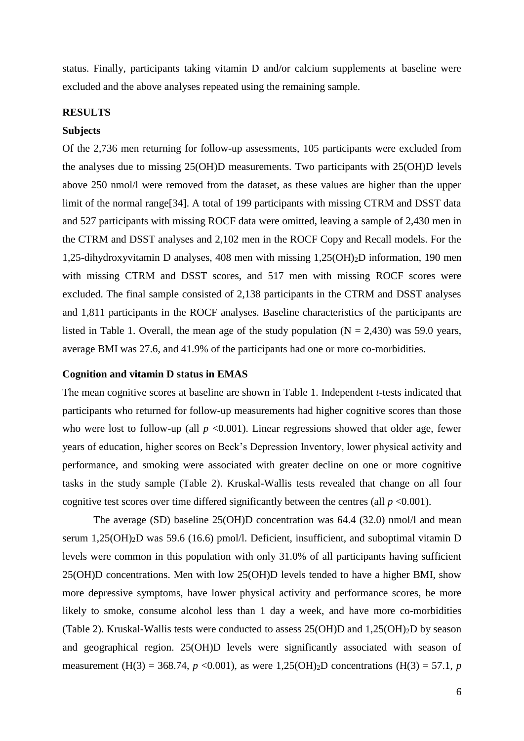status. Finally, participants taking vitamin D and/or calcium supplements at baseline were excluded and the above analyses repeated using the remaining sample.

## RESULTS

### Subjects

Of the 2,736 men returning for follow-up assessments, 105 participants were excluded from the analyses due to missing 25(OH)D measurements. Two participants with 25(OH)D levels above 250 nmol/l were removed from the dataset, as these values are higher than the upper limit of the normal range[34]. A total of 199 participants with missing CTRM and DSST data and 527 participants with missing ROCF data were omitted, leaving a sample of 2,430 men in the CTRM and DSST analyses and 2,102 men in the ROCF Copy and Recall models. For the 1,25-dihydroxyvitamin D analyses, 408 men with missing $1,25(OH)_2D$ information, 190 men with missing CTRM and DSST scores, and 517 men with missing ROCF scores were excluded. The final sample consisted of 2,138 participants in the CTRM and DSST analyses and 1,811 participants in the ROCF analyses. Baseline characteristics of the participants are listed in Table 1. Overall, the mean age of the study population ($N = 2,430$) was 59.0 years, average BMI was 27.6, and 41.9% of the participants had one or more co-morbidities.

### Cognition and vitamin D status in EMAS

The mean cognitive scores at baseline are shown in Table 1. Independent *t*-tests indicated that participants who returned for follow-up measurements had higher cognitive scores than those who were lost to follow-up (all $p < 0.001$). Linear regressions showed that older age, fewer years of education, higher scores on Beck's Depression Inventory, lower physical activity and performance, and smoking were associated with greater decline on one or more cognitive tasks in the study sample (Table 2). Kruskal-Wallis tests revealed that change on all four cognitive test scores over time differed significantly between the centres (all $p < 0.001$).

The average (SD) baseline 25(OH)D concentration was 64.4 (32.0) nmol/l and mean serum $1,25(OH)_2D$ was 59.6 (16.6) pmol/l. Deficient, insufficient, and suboptimal vitamin D levels were common in this population with only 31.0% of all participants having sufficient 25(OH)D concentrations. Men with low 25(OH)D levels tended to have a higher BMI, show more depressive symptoms, have lower physical activity and performance scores, be more likely to smoke, consume alcohol less than 1 day a week, and have more co-morbidities (Table 2). Kruskal-Wallis tests were conducted to assess 25(OH)D and $1,25(OH)_2D$ by season and geographical region. 25(OH)D levels were significantly associated with season of measurement ($H(3) = 368.74$, $p < 0.001$), as were $1,25(OH)_2D$ concentrations ($H(3) = 57.1$, $p$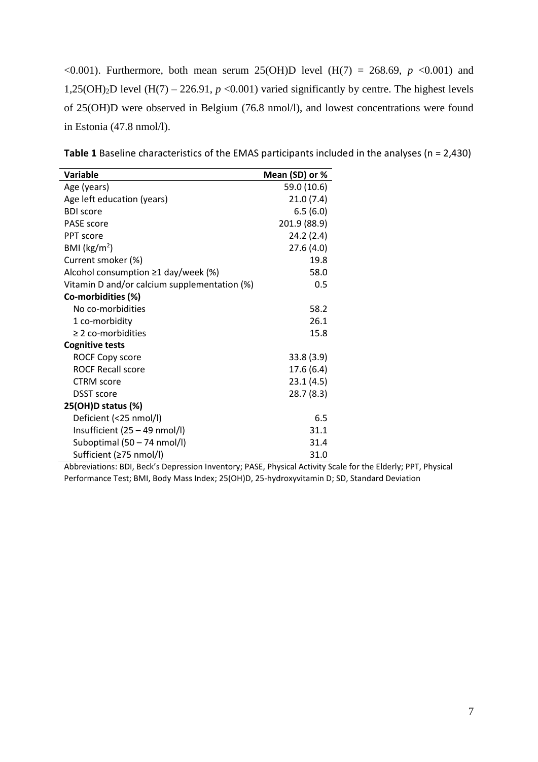<0.001). Furthermore, both mean serum 25(OH)D level ($H(7) = 268.69$, $p < 0.001$) and $1,25(OH)_2D$ level ($H(7) - 226.91$, $p < 0.001$) varied significantly by centre. The highest levels of 25(OH)D were observed in Belgium (76.8 nmol/l), and lowest concentrations were found in Estonia (47.8 nmol/l).

**Table 1** Baseline characteristics of the EMAS participants included in the analyses (n = 2,430)

| Variable | Mean (SD) or % |
|---|---|
| Age (years) | 59.0 (10.6) |
| Age left education (years) | 21.0 (7.4) |
| BDI score | 6.5 (6.0) |
| PASE score | 201.9 (88.9) |
| PPT score | 24.2 (2.4) |
| BMI (kg/m$^2$) | 27.6 (4.0) |
| Current smoker (%) | 19.8 |
| Alcohol consumption ≥1 day/week (%) | 58.0 |
| Vitamin D and/or calcium supplementation (%) | 0.5 |
| **Co-morbidities (%)** | |
| No co-morbidities | 58.2 |
| 1 co-morbidity | 26.1 |
| ≥ 2 co-morbidities | 15.8 |
| **Cognitive tests** | |
| ROCF Copy score | 33.8 (3.9) |
| ROCF Recall score | 17.6 (6.4) |
| CTRM score | 23.1 (4.5) |
| DSST score | 28.7 (8.3) |
| **25(OH)D status (%)** | |
| Deficient (<25 nmol/l) | 6.5 |
| Insufficient (25 – 49 nmol/l) | 31.1 |
| Suboptimal (50 – 74 nmol/l) | 31.4 |
| Sufficient (≥75 nmol/l) | 31.0 |

Abbreviations: BDI, Beck's Depression Inventory; PASE, Physical Activity Scale for the Elderly; PPT, Physical Performance Test; BMI, Body Mass Index; 25(OH)D, 25-hydroxyvitamin D; SD, Standard Deviation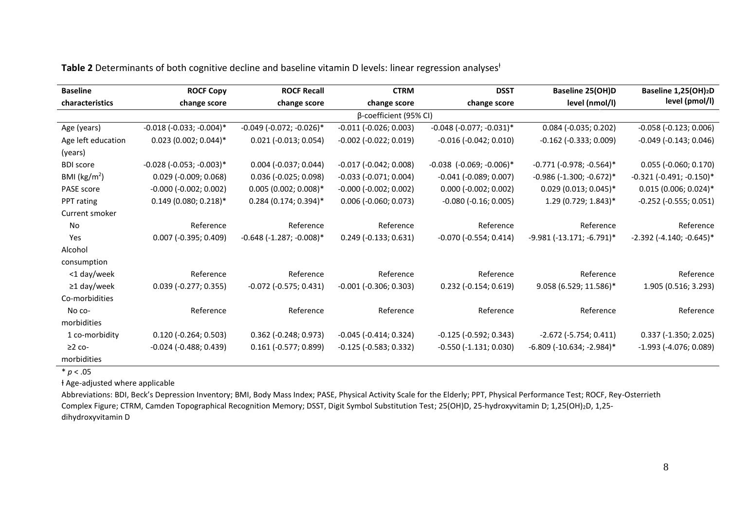**Table 2** Determinants of both cognitive decline and baseline vitamin D levels: linear regression analyses[ǂ]

| Baseline characteristics | ROCF Copy change score | ROCF Recall change score | CTRM change score | DSST change score | Baseline 25(OH)D level (nmol/l) | Baseline $1,25(OH)_2D$ level (pmol/l) |
|---|---|---|---|---|---|---|
| | | | β-coefficient (95% CI) | | | |
| Age (years) | -0.018 (-0.033; -0.004)* | -0.049 (-0.072; -0.026)* | -0.011 (-0.026; 0.003) | -0.048 (-0.077; -0.031)* | 0.084 (-0.035; 0.202) | -0.058 (-0.123; 0.006) |
| Age left education (years) | 0.023 (0.002; 0.044)* | 0.021 (-0.013; 0.054) | -0.002 (-0.022; 0.019) | -0.016 (-0.042; 0.010) | -0.162 (-0.333; 0.009) | -0.049 (-0.143; 0.046) |
| BDI score | -0.028 (-0.053; -0.003)* | 0.004 (-0.037; 0.044) | -0.017 (-0.042; 0.008) | -0.038 (-0.069; -0.006)* | -0.771 (-0.978; -0.564)* | 0.055 (-0.060; 0.170) |
| BMI ($kg/m^2$) | 0.029 (-0.009; 0.068) | 0.036 (-0.025; 0.098) | -0.033 (-0.071; 0.004) | -0.041 (-0.089; 0.007) | -0.986 (-1.300; -0.672)* | -0.321 (-0.491; -0.150)* |
| PASE score | -0.000 (-0.002; 0.002) | 0.005 (0.002; 0.008)* | -0.000 (-0.002; 0.002) | 0.000 (-0.002; 0.002) | 0.029 (0.013; 0.045)* | 0.015 (0.006; 0.024)* |
| PPT rating | 0.149 (0.080; 0.218)* | 0.284 (0.174; 0.394)* | 0.006 (-0.060; 0.073) | -0.080 (-0.16; 0.005) | 1.29 (0.729; 1.843)* | -0.252 (-0.555; 0.051) |
| Current smoker | | | | | | |
| No | Reference | Reference | Reference | Reference | Reference | Reference |
| Yes | 0.007 (-0.395; 0.409) | -0.648 (-1.287; -0.008)* | 0.249 (-0.133; 0.631) | -0.070 (-0.554; 0.414) | -9.981 (-13.171; -6.791)* | -2.392 (-4.140; -0.645)* |
| Alcohol consumption | | | | | | |
| <1 day/week | Reference | Reference | Reference | Reference | Reference | Reference |
| ≥1 day/week | 0.039 (-0.277; 0.355) | -0.072 (-0.575; 0.431) | -0.001 (-0.306; 0.303) | 0.232 (-0.154; 0.619) | 9.058 (6.529; 11.586)* | 1.905 (0.516; 3.293) |
| Co-morbidities | | | | | | |
| No co-morbidities | Reference | Reference | Reference | Reference | Reference | Reference |
| 1 co-morbidity | 0.120 (-0.264; 0.503) | 0.362 (-0.248; 0.973) | -0.045 (-0.414; 0.324) | -0.125 (-0.592; 0.343) | -2.672 (-5.754; 0.411) | 0.337 (-1.350; 2.025) |
| ≥2 co-morbidities | -0.024 (-0.488; 0.439) | 0.161 (-0.577; 0.899) | -0.125 (-0.583; 0.332) | -0.550 (-1.131; 0.030) | -6.809 (-10.634; -2.984)* | -1.993 (-4.076; 0.089) |

* $p < .05$

ǂ Age-adjusted where applicable

Abbreviations: BDI, Beck's Depression Inventory; BMI, Body Mass Index; PASE, Physical Activity Scale for the Elderly; PPT, Physical Performance Test; ROCF, Rey-Osterrieth Complex Figure; CTRM, Camden Topographical Recognition Memory; DSST, Digit Symbol Substitution Test; 25(OH)D, 25-hydroxyvitamin D; $1,25(OH)_2D$, 1,25-dihydroxyvitamin D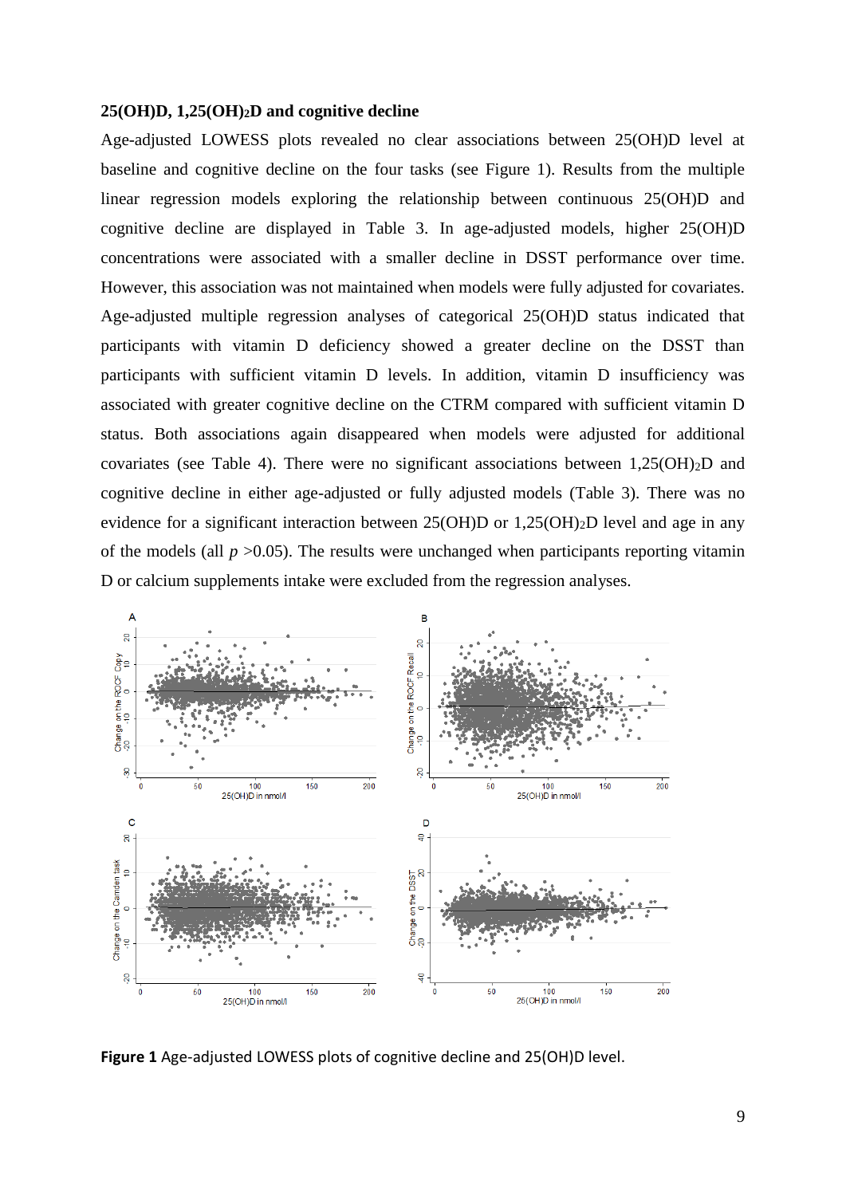### 25(OH)D, $1,25(OH)_2D$ and cognitive decline

Age-adjusted LOWESS plots revealed no clear associations between 25(OH)D level at baseline and cognitive decline on the four tasks (see Figure 1). Results from the multiple linear regression models exploring the relationship between continuous 25(OH)D and cognitive decline are displayed in Table 3. In age-adjusted models, higher 25(OH)D concentrations were associated with a smaller decline in DSST performance over time. However, this association was not maintained when models were fully adjusted for covariates. Age-adjusted multiple regression analyses of categorical 25(OH)D status indicated that participants with vitamin D deficiency showed a greater decline on the DSST than participants with sufficient vitamin D levels. In addition, vitamin D insufficiency was associated with greater cognitive decline on the CTRM compared with sufficient vitamin D status. Both associations again disappeared when models were adjusted for additional covariates (see Table 4). There were no significant associations between $1,25(OH)_2D$ and cognitive decline in either age-adjusted or fully adjusted models (Table 3). There was no evidence for a significant interaction between 25(OH)D or $1,25(OH)_2D$ level and age in any of the models (all $p > 0.05$). The results were unchanged when participants reporting vitamin D or calcium supplements intake were excluded from the regression analyses.

**Figure 1** Age-adjusted LOWESS plots of cognitive decline and 25(OH)D level.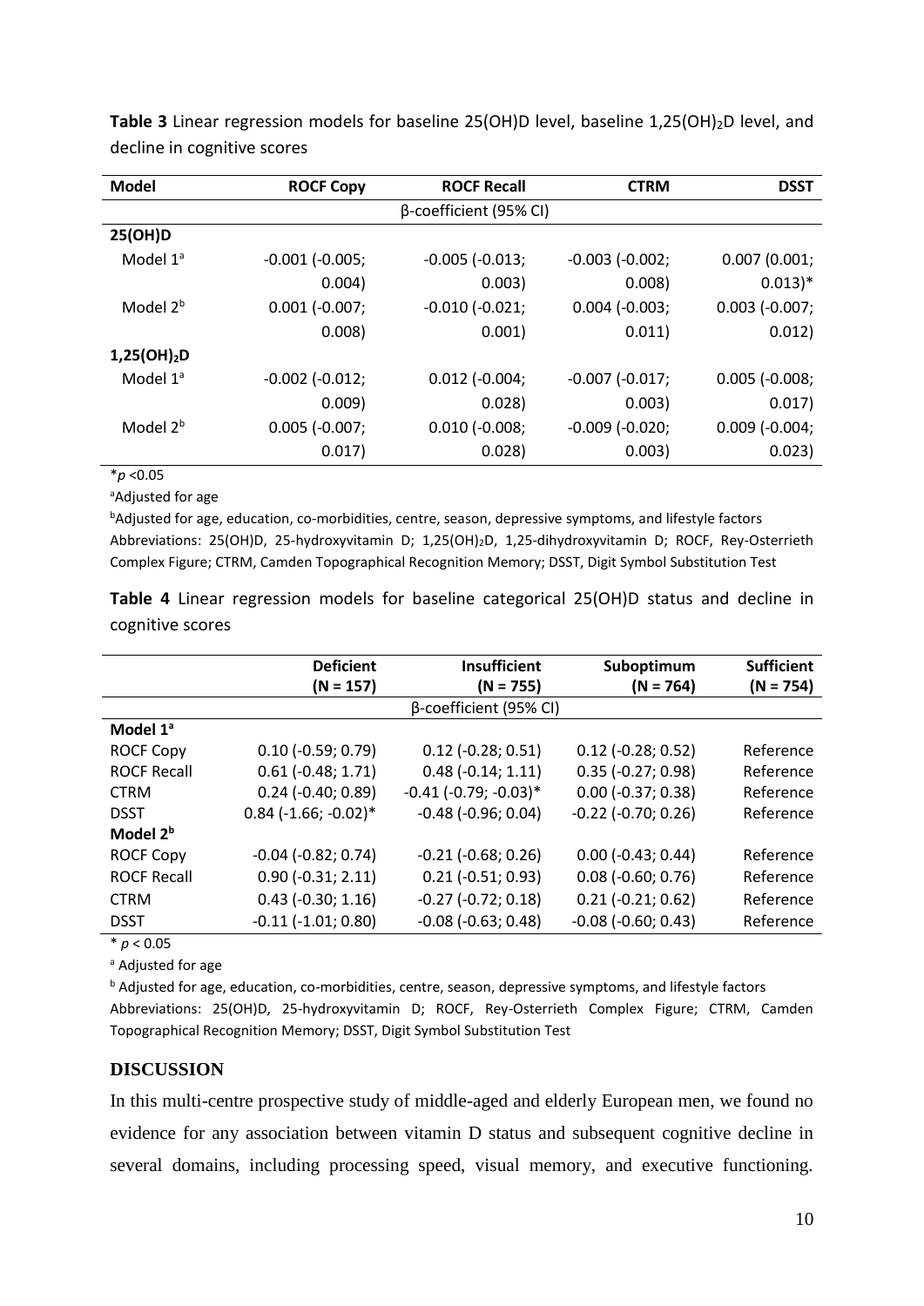**Table 3** Linear regression models for baseline 25(OH)D level, baseline 1,25(OH)$_2$D level, and decline in cognitive scores

| Model | ROCF Copy | ROCF Recall | CTRM | DSST |
|---|---|---|---|---|
| | | β-coefficient (95% CI) | | |
| **25(OH)D** | | | | |
| Model 1[a] | -0.001 (-0.005; 0.004) | -0.005 (-0.013; 0.003) | -0.003 (-0.002; 0.008) | 0.007 (0.001; 0.013)* |
| Model 2[b] | 0.001 (-0.007; 0.008) | -0.010 (-0.021; 0.001) | 0.004 (-0.003; 0.011) | 0.003 (-0.007; 0.012) |
| **1,25(OH)$_2$D** | | | | |
| Model 1[a] | -0.002 (-0.012; 0.009) | 0.012 (-0.004; 0.028) | -0.007 (-0.017; 0.003) | 0.005 (-0.008; 0.017) |
| Model 2[b] | 0.005 (-0.007; 0.017) | 0.010 (-0.008; 0.028) | -0.009 (-0.020; 0.003) | 0.009 (-0.004; 0.023) |

*$p < 0.05$

[a]Adjusted for age

[b]Adjusted for age, education, co-morbidities, centre, season, depressive symptoms, and lifestyle factors

Abbreviations: 25(OH)D, 25-hydroxyvitamin D; 1,25(OH)$_2$D, 1,25-dihydroxyvitamin D; ROCF, Rey-Osterrieth Complex Figure; CTRM, Camden Topographical Recognition Memory; DSST, Digit Symbol Substitution Test

**Table 4** Linear regression models for baseline categorical 25(OH)D status and decline in cognitive scores

| | Deficient (N = 157) | Insufficient (N = 755) | Suboptimum (N = 764) | Sufficient (N = 754) |
|---|---|---|---|---|
| | | β-coefficient (95% CI) | | |
| **Model 1[a]** | | | | |
| ROCF Copy | 0.10 (-0.59; 0.79) | 0.12 (-0.28; 0.51) | 0.12 (-0.28; 0.52) | Reference |
| ROCF Recall | 0.61 (-0.48; 1.71) | 0.48 (-0.14; 1.11) | 0.35 (-0.27; 0.98) | Reference |
| CTRM | 0.24 (-0.40; 0.89) | -0.41 (-0.79; -0.03)* | 0.00 (-0.37; 0.38) | Reference |
| DSST | 0.84 (-1.66; -0.02)* | -0.48 (-0.96; 0.04) | -0.22 (-0.70; 0.26) | Reference |
| **Model 2[b]** | | | | |
| ROCF Copy | -0.04 (-0.82; 0.74) | -0.21 (-0.68; 0.26) | 0.00 (-0.43; 0.44) | Reference |
| ROCF Recall | 0.90 (-0.31; 2.11) | 0.21 (-0.51; 0.93) | 0.08 (-0.60; 0.76) | Reference |
| CTRM | 0.43 (-0.30; 1.16) | -0.27 (-0.72; 0.18) | 0.21 (-0.21; 0.62) | Reference |
| DSST | -0.11 (-1.01; 0.80) | -0.08 (-0.63; 0.48) | -0.08 (-0.60; 0.43) | Reference |

* $p < 0.05$

[a] Adjusted for age

[b] Adjusted for age, education, co-morbidities, centre, season, depressive symptoms, and lifestyle factors

Abbreviations: 25(OH)D, 25-hydroxyvitamin D; ROCF, Rey-Osterrieth Complex Figure; CTRM, Camden Topographical Recognition Memory; DSST, Digit Symbol Substitution Test

## DISCUSSION

In this multi-centre prospective study of middle-aged and elderly European men, we found no evidence for any association between vitamin D status and subsequent cognitive decline in several domains, including processing speed, visual memory, and executive functioning.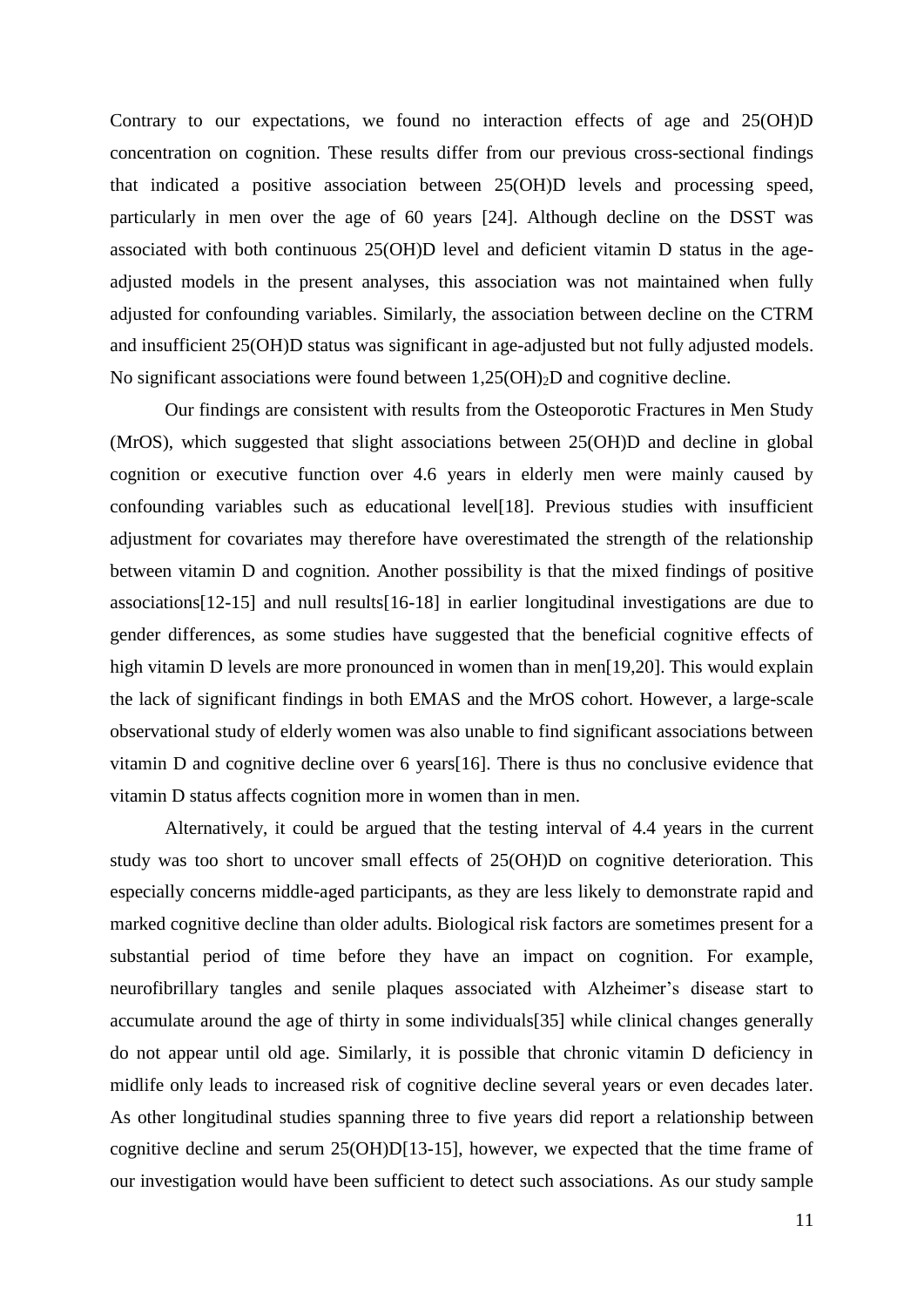Contrary to our expectations, we found no interaction effects of age and 25(OH)D concentration on cognition. These results differ from our previous cross-sectional findings that indicated a positive association between 25(OH)D levels and processing speed, particularly in men over the age of 60 years [24]. Although decline on the DSST was associated with both continuous 25(OH)D level and deficient vitamin D status in the age-adjusted models in the present analyses, this association was not maintained when fully adjusted for confounding variables. Similarly, the association between decline on the CTRM and insufficient 25(OH)D status was significant in age-adjusted but not fully adjusted models. No significant associations were found between $1{,}25(OH)_2D$ and cognitive decline.

Our findings are consistent with results from the Osteoporotic Fractures in Men Study (MrOS), which suggested that slight associations between 25(OH)D and decline in global cognition or executive function over 4.6 years in elderly men were mainly caused by confounding variables such as educational level[18]. Previous studies with insufficient adjustment for covariates may therefore have overestimated the strength of the relationship between vitamin D and cognition. Another possibility is that the mixed findings of positive associations[12-15] and null results[16-18] in earlier longitudinal investigations are due to gender differences, as some studies have suggested that the beneficial cognitive effects of high vitamin D levels are more pronounced in women than in men[19,20]. This would explain the lack of significant findings in both EMAS and the MrOS cohort. However, a large-scale observational study of elderly women was also unable to find significant associations between vitamin D and cognitive decline over 6 years[16]. There is thus no conclusive evidence that vitamin D status affects cognition more in women than in men.

Alternatively, it could be argued that the testing interval of 4.4 years in the current study was too short to uncover small effects of 25(OH)D on cognitive deterioration. This especially concerns middle-aged participants, as they are less likely to demonstrate rapid and marked cognitive decline than older adults. Biological risk factors are sometimes present for a substantial period of time before they have an impact on cognition. For example, neurofibrillary tangles and senile plaques associated with Alzheimer's disease start to accumulate around the age of thirty in some individuals[35] while clinical changes generally do not appear until old age. Similarly, it is possible that chronic vitamin D deficiency in midlife only leads to increased risk of cognitive decline several years or even decades later. As other longitudinal studies spanning three to five years did report a relationship between cognitive decline and serum 25(OH)D[13-15], however, we expected that the time frame of our investigation would have been sufficient to detect such associations. As our study sample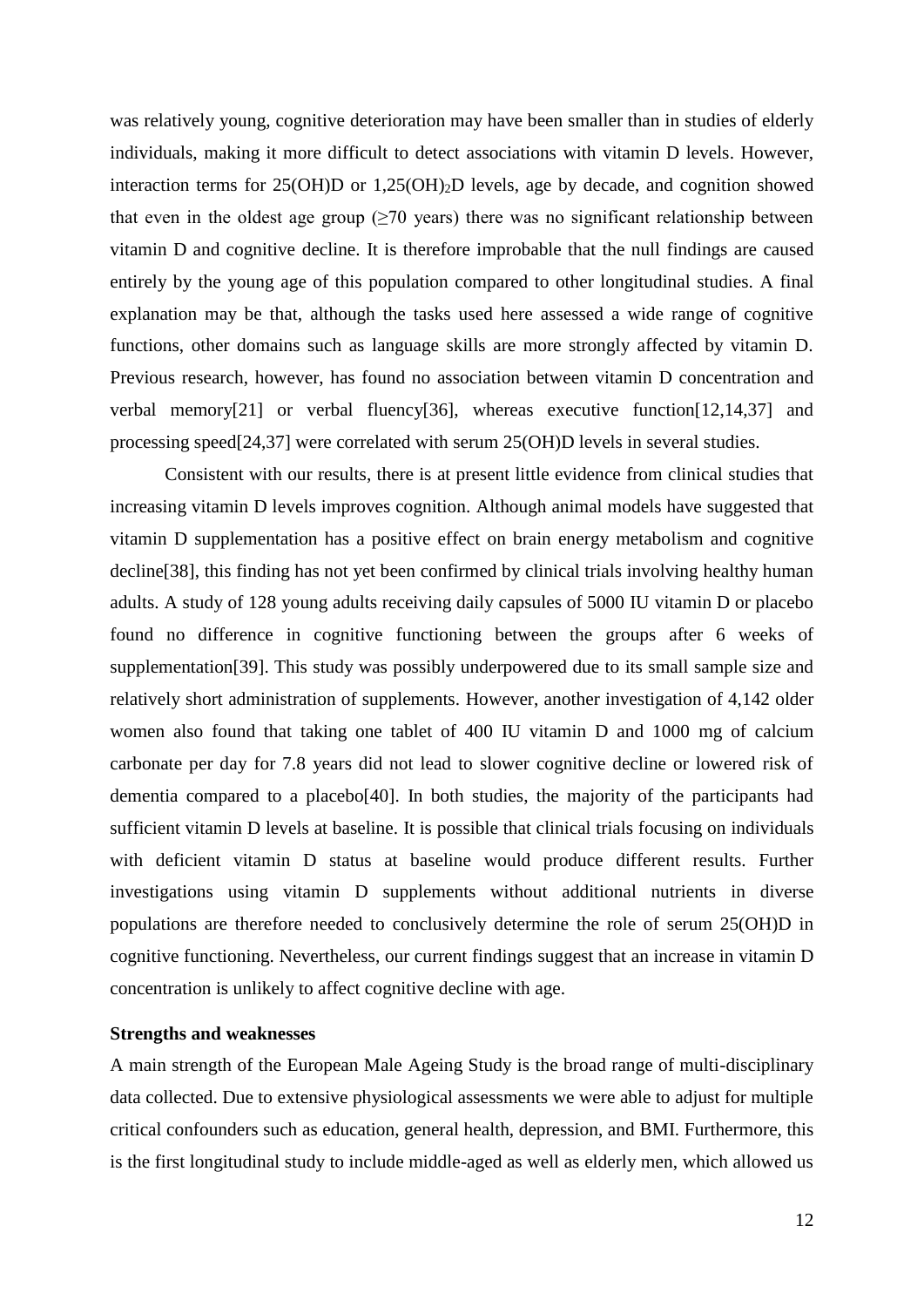was relatively young, cognitive deterioration may have been smaller than in studies of elderly individuals, making it more difficult to detect associations with vitamin D levels. However, interaction terms for 25(OH)D or 1,25$(OH)_2$D levels, age by decade, and cognition showed that even in the oldest age group ($\geq$70 years) there was no significant relationship between vitamin D and cognitive decline. It is therefore improbable that the null findings are caused entirely by the young age of this population compared to other longitudinal studies. A final explanation may be that, although the tasks used here assessed a wide range of cognitive functions, other domains such as language skills are more strongly affected by vitamin D. Previous research, however, has found no association between vitamin D concentration and verbal memory[21] or verbal fluency[36], whereas executive function[12,14,37] and processing speed[24,37] were correlated with serum 25(OH)D levels in several studies.

Consistent with our results, there is at present little evidence from clinical studies that increasing vitamin D levels improves cognition. Although animal models have suggested that vitamin D supplementation has a positive effect on brain energy metabolism and cognitive decline[38], this finding has not yet been confirmed by clinical trials involving healthy human adults. A study of 128 young adults receiving daily capsules of 5000 IU vitamin D or placebo found no difference in cognitive functioning between the groups after 6 weeks of supplementation[39]. This study was possibly underpowered due to its small sample size and relatively short administration of supplements. However, another investigation of 4,142 older women also found that taking one tablet of 400 IU vitamin D and 1000 mg of calcium carbonate per day for 7.8 years did not lead to slower cognitive decline or lowered risk of dementia compared to a placebo[40]. In both studies, the majority of the participants had sufficient vitamin D levels at baseline. It is possible that clinical trials focusing on individuals with deficient vitamin D status at baseline would produce different results. Further investigations using vitamin D supplements without additional nutrients in diverse populations are therefore needed to conclusively determine the role of serum 25(OH)D in cognitive functioning. Nevertheless, our current findings suggest that an increase in vitamin D concentration is unlikely to affect cognitive decline with age.

**Strengths and weaknesses**

A main strength of the European Male Ageing Study is the broad range of multi-disciplinary data collected. Due to extensive physiological assessments we were able to adjust for multiple critical confounders such as education, general health, depression, and BMI. Furthermore, this is the first longitudinal study to include middle-aged as well as elderly men, which allowed us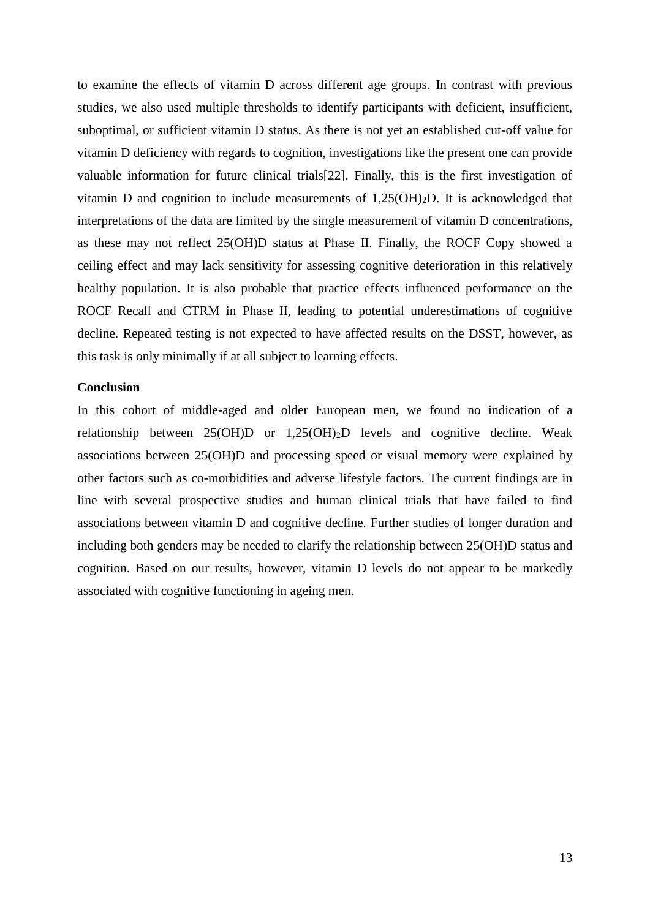to examine the effects of vitamin D across different age groups. In contrast with previous studies, we also used multiple thresholds to identify participants with deficient, insufficient, suboptimal, or sufficient vitamin D status. As there is not yet an established cut-off value for vitamin D deficiency with regards to cognition, investigations like the present one can provide valuable information for future clinical trials[22]. Finally, this is the first investigation of vitamin D and cognition to include measurements of 1,25(OH)$_2$D. It is acknowledged that interpretations of the data are limited by the single measurement of vitamin D concentrations, as these may not reflect 25(OH)D status at Phase II. Finally, the ROCF Copy showed a ceiling effect and may lack sensitivity for assessing cognitive deterioration in this relatively healthy population. It is also probable that practice effects influenced performance on the ROCF Recall and CTRM in Phase II, leading to potential underestimations of cognitive decline. Repeated testing is not expected to have affected results on the DSST, however, as this task is only minimally if at all subject to learning effects.

## Conclusion

In this cohort of middle-aged and older European men, we found no indication of a relationship between 25(OH)D or 1,25(OH)$_2$D levels and cognitive decline. Weak associations between 25(OH)D and processing speed or visual memory were explained by other factors such as co-morbidities and adverse lifestyle factors. The current findings are in line with several prospective studies and human clinical trials that have failed to find associations between vitamin D and cognitive decline. Further studies of longer duration and including both genders may be needed to clarify the relationship between 25(OH)D status and cognition. Based on our results, however, vitamin D levels do not appear to be markedly associated with cognitive functioning in ageing men.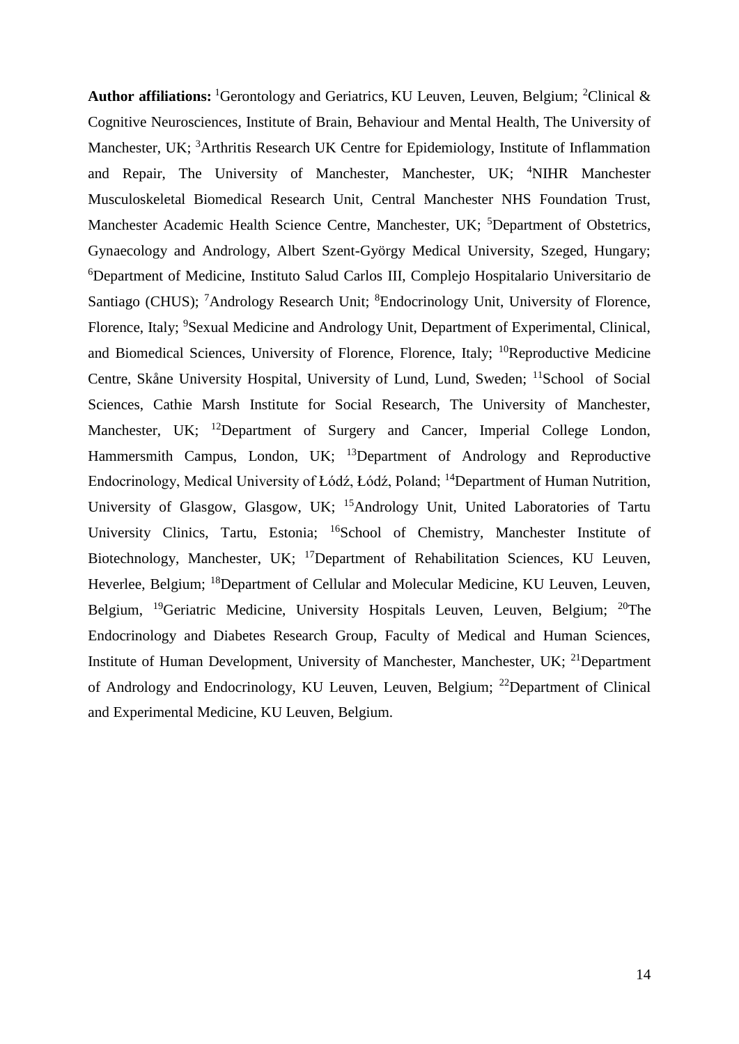**Author affiliations:** [1]Gerontology and Geriatrics, KU Leuven, Leuven, Belgium; [2]Clinical & Cognitive Neurosciences, Institute of Brain, Behaviour and Mental Health, The University of Manchester, UK; [3]Arthritis Research UK Centre for Epidemiology, Institute of Inflammation and Repair, The University of Manchester, Manchester, UK; [4]NIHR Manchester Musculoskeletal Biomedical Research Unit, Central Manchester NHS Foundation Trust, Manchester Academic Health Science Centre, Manchester, UK; [5]Department of Obstetrics, Gynaecology and Andrology, Albert Szent-György Medical University, Szeged, Hungary; [6]Department of Medicine, Instituto Salud Carlos III, Complejo Hospitalario Universitario de Santiago (CHUS); [7]Andrology Research Unit; [8]Endocrinology Unit, University of Florence, Florence, Italy; [9]Sexual Medicine and Andrology Unit, Department of Experimental, Clinical, and Biomedical Sciences, University of Florence, Florence, Italy; [10]Reproductive Medicine Centre, Skåne University Hospital, University of Lund, Lund, Sweden; [11]School of Social Sciences, Cathie Marsh Institute for Social Research, The University of Manchester, Manchester, UK; [12]Department of Surgery and Cancer, Imperial College London, Hammersmith Campus, London, UK; [13]Department of Andrology and Reproductive Endocrinology, Medical University of Łódź, Łódź, Poland; [14]Department of Human Nutrition, University of Glasgow, Glasgow, UK; [15]Andrology Unit, United Laboratories of Tartu University Clinics, Tartu, Estonia; [16]School of Chemistry, Manchester Institute of Biotechnology, Manchester, UK; [17]Department of Rehabilitation Sciences, KU Leuven, Heverlee, Belgium; [18]Department of Cellular and Molecular Medicine, KU Leuven, Leuven, Belgium, [19]Geriatric Medicine, University Hospitals Leuven, Leuven, Belgium; [20]The Endocrinology and Diabetes Research Group, Faculty of Medical and Human Sciences, Institute of Human Development, University of Manchester, Manchester, UK; [21]Department of Andrology and Endocrinology, KU Leuven, Leuven, Belgium; [22]Department of Clinical and Experimental Medicine, KU Leuven, Belgium.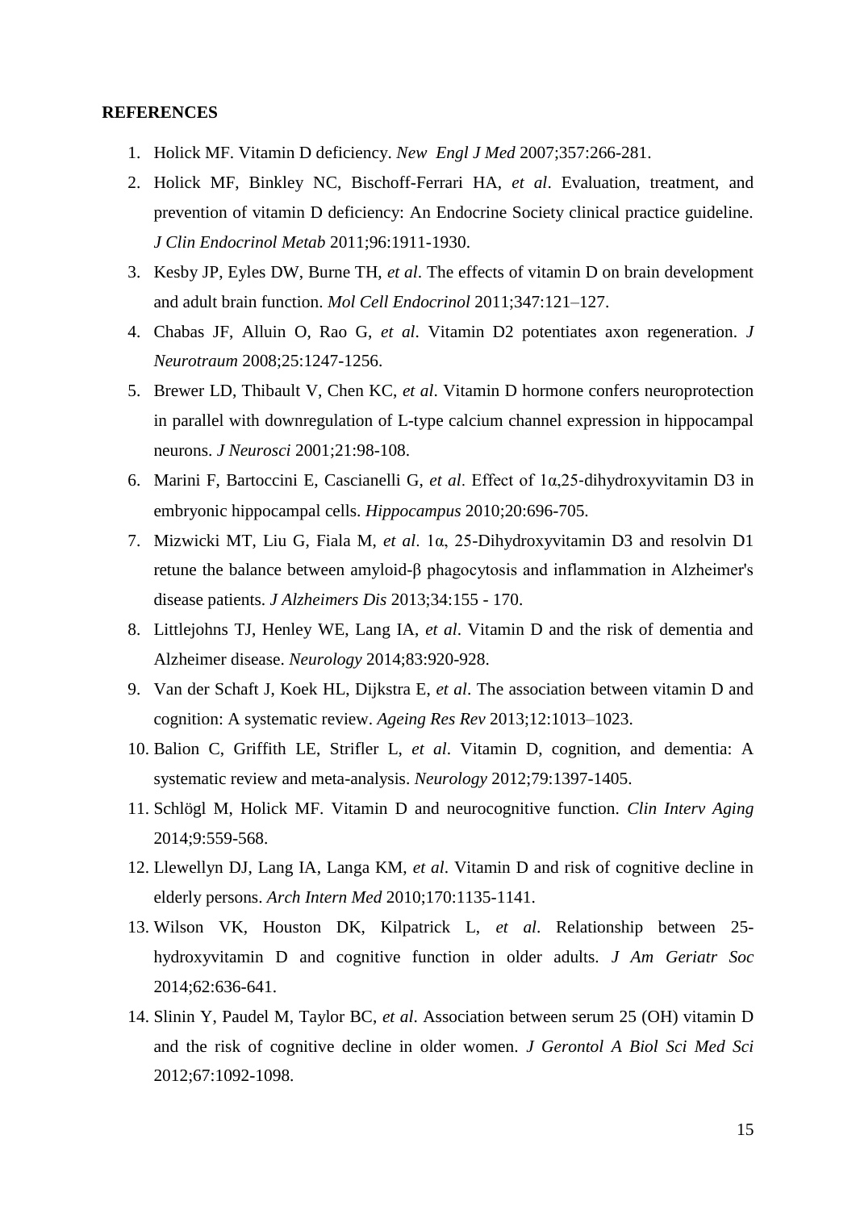**REFERENCES**

1. Holick MF. Vitamin D deficiency. *New Engl J Med* 2007;357:266-281.
2. Holick MF, Binkley NC, Bischoff-Ferrari HA, *et al*. Evaluation, treatment, and prevention of vitamin D deficiency: An Endocrine Society clinical practice guideline. *J Clin Endocrinol Metab* 2011;96:1911-1930.
3. Kesby JP, Eyles DW, Burne TH, *et al*. The effects of vitamin D on brain development and adult brain function. *Mol Cell Endocrinol* 2011;347:121–127.
4. Chabas JF, Alluin O, Rao G, *et al*. Vitamin D2 potentiates axon regeneration. *J Neurotraum* 2008;25:1247-1256.
5. Brewer LD, Thibault V, Chen KC, *et al*. Vitamin D hormone confers neuroprotection in parallel with downregulation of L-type calcium channel expression in hippocampal neurons. *J Neurosci* 2001;21:98-108.
6. Marini F, Bartoccini E, Cascianelli G, *et al*. Effect of 1α,25-dihydroxyvitamin D3 in embryonic hippocampal cells. *Hippocampus* 2010;20:696-705.
7. Mizwicki MT, Liu G, Fiala M, *et al*. 1α, 25-Dihydroxyvitamin D3 and resolvin D1 retune the balance between amyloid-β phagocytosis and inflammation in Alzheimer's disease patients. *J Alzheimers Dis* 2013;34:155 - 170.
8. Littlejohns TJ, Henley WE, Lang IA, *et al*. Vitamin D and the risk of dementia and Alzheimer disease. *Neurology* 2014;83:920-928.
9. Van der Schaft J, Koek HL, Dijkstra E, *et al*. The association between vitamin D and cognition: A systematic review. *Ageing Res Rev* 2013;12:1013–1023.
10. Balion C, Griffith LE, Strifler L, *et al*. Vitamin D, cognition, and dementia: A systematic review and meta-analysis. *Neurology* 2012;79:1397-1405.
11. Schlögl M, Holick MF. Vitamin D and neurocognitive function. *Clin Interv Aging* 2014;9:559-568.
12. Llewellyn DJ, Lang IA, Langa KM, *et al*. Vitamin D and risk of cognitive decline in elderly persons. *Arch Intern Med* 2010;170:1135-1141.
13. Wilson VK, Houston DK, Kilpatrick L, *et al*. Relationship between 25-hydroxyvitamin D and cognitive function in older adults. *J Am Geriatr Soc* 2014;62:636-641.
14. Slinin Y, Paudel M, Taylor BC, *et al*. Association between serum 25 (OH) vitamin D and the risk of cognitive decline in older women. *J Gerontol A Biol Sci Med Sci* 2012;67:1092-1098.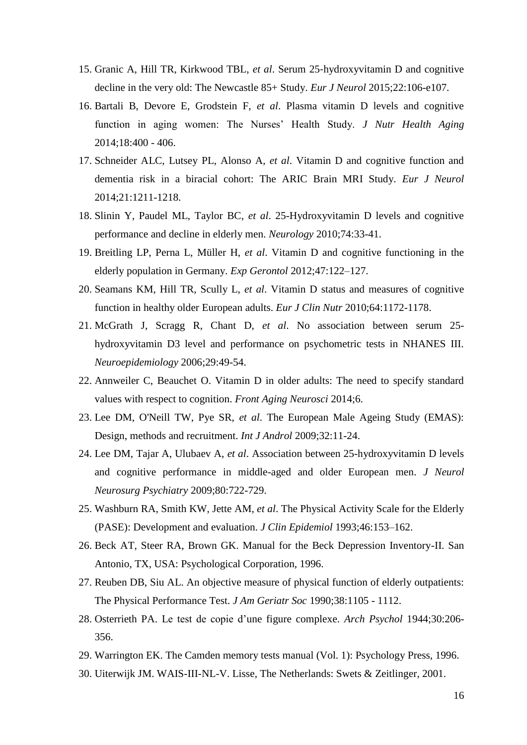15. Granic A, Hill TR, Kirkwood TBL, *et al*. Serum 25-hydroxyvitamin D and cognitive decline in the very old: The Newcastle 85+ Study. *Eur J Neurol* 2015;22:106-e107.
16. Bartali B, Devore E, Grodstein F, *et al*. Plasma vitamin D levels and cognitive function in aging women: The Nurses' Health Study. *J Nutr Health Aging* 2014;18:400 - 406.
17. Schneider ALC, Lutsey PL, Alonso A, *et al*. Vitamin D and cognitive function and dementia risk in a biracial cohort: The ARIC Brain MRI Study. *Eur J Neurol* 2014;21:1211-1218.
18. Slinin Y, Paudel ML, Taylor BC, *et al*. 25-Hydroxyvitamin D levels and cognitive performance and decline in elderly men. *Neurology* 2010;74:33-41.
19. Breitling LP, Perna L, Müller H, *et al*. Vitamin D and cognitive functioning in the elderly population in Germany. *Exp Gerontol* 2012;47:122–127.
20. Seamans KM, Hill TR, Scully L, *et al*. Vitamin D status and measures of cognitive function in healthy older European adults. *Eur J Clin Nutr* 2010;64:1172-1178.
21. McGrath J, Scragg R, Chant D, *et al*. No association between serum 25-hydroxyvitamin D3 level and performance on psychometric tests in NHANES III. *Neuroepidemiology* 2006;29:49-54.
22. Annweiler C, Beauchet O. Vitamin D in older adults: The need to specify standard values with respect to cognition. *Front Aging Neurosci* 2014;6.
23. Lee DM, O'Neill TW, Pye SR, *et al*. The European Male Ageing Study (EMAS): Design, methods and recruitment. *Int J Androl* 2009;32:11-24.
24. Lee DM, Tajar A, Ulubaev A, *et al*. Association between 25-hydroxyvitamin D levels and cognitive performance in middle-aged and older European men. *J Neurol Neurosurg Psychiatry* 2009;80:722-729.
25. Washburn RA, Smith KW, Jette AM, *et al*. The Physical Activity Scale for the Elderly (PASE): Development and evaluation. *J Clin Epidemiol* 1993;46:153–162.
26. Beck AT, Steer RA, Brown GK. Manual for the Beck Depression Inventory-II. San Antonio, TX, USA: Psychological Corporation, 1996.
27. Reuben DB, Siu AL. An objective measure of physical function of elderly outpatients: The Physical Performance Test. *J Am Geriatr Soc* 1990;38:1105 - 1112.
28. Osterrieth PA. Le test de copie d'une figure complexe. *Arch Psychol* 1944;30:206-356.
29. Warrington EK. The Camden memory tests manual (Vol. 1): Psychology Press, 1996.
30. Uiterwijk JM. WAIS-III-NL-V. Lisse, The Netherlands: Swets & Zeitlinger, 2001.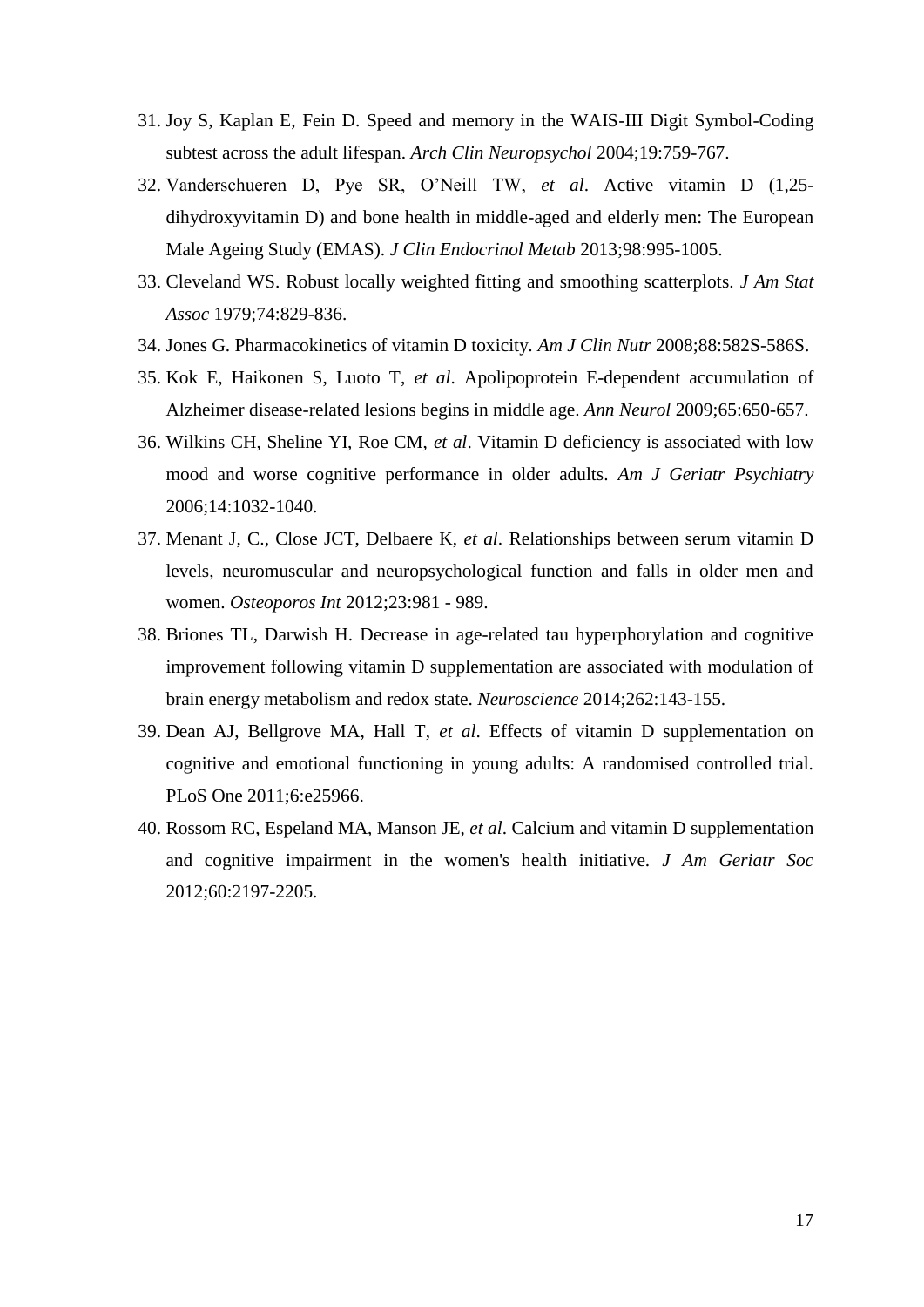31. Joy S, Kaplan E, Fein D. Speed and memory in the WAIS-III Digit Symbol-Coding subtest across the adult lifespan. *Arch Clin Neuropsychol* 2004;19:759-767.
32. Vanderschueren D, Pye SR, O'Neill TW, *et al*. Active vitamin D (1,25-dihydroxyvitamin D) and bone health in middle-aged and elderly men: The European Male Ageing Study (EMAS). *J Clin Endocrinol Metab* 2013;98:995-1005.
33. Cleveland WS. Robust locally weighted fitting and smoothing scatterplots. *J Am Stat Assoc* 1979;74:829-836.
34. Jones G. Pharmacokinetics of vitamin D toxicity. *Am J Clin Nutr* 2008;88:582S-586S.
35. Kok E, Haikonen S, Luoto T, *et al*. Apolipoprotein E-dependent accumulation of Alzheimer disease-related lesions begins in middle age. *Ann Neurol* 2009;65:650-657.
36. Wilkins CH, Sheline YI, Roe CM, *et al*. Vitamin D deficiency is associated with low mood and worse cognitive performance in older adults. *Am J Geriatr Psychiatry* 2006;14:1032-1040.
37. Menant J, C., Close JCT, Delbaere K, *et al*. Relationships between serum vitamin D levels, neuromuscular and neuropsychological function and falls in older men and women. *Osteoporos Int* 2012;23:981 - 989.
38. Briones TL, Darwish H. Decrease in age-related tau hyperphorylation and cognitive improvement following vitamin D supplementation are associated with modulation of brain energy metabolism and redox state. *Neuroscience* 2014;262:143-155.
39. Dean AJ, Bellgrove MA, Hall T, *et al*. Effects of vitamin D supplementation on cognitive and emotional functioning in young adults: A randomised controlled trial. PLoS One 2011;6:e25966.
40. Rossom RC, Espeland MA, Manson JE, *et al*. Calcium and vitamin D supplementation and cognitive impairment in the women's health initiative. *J Am Geriatr Soc* 2012;60:2197-2205.